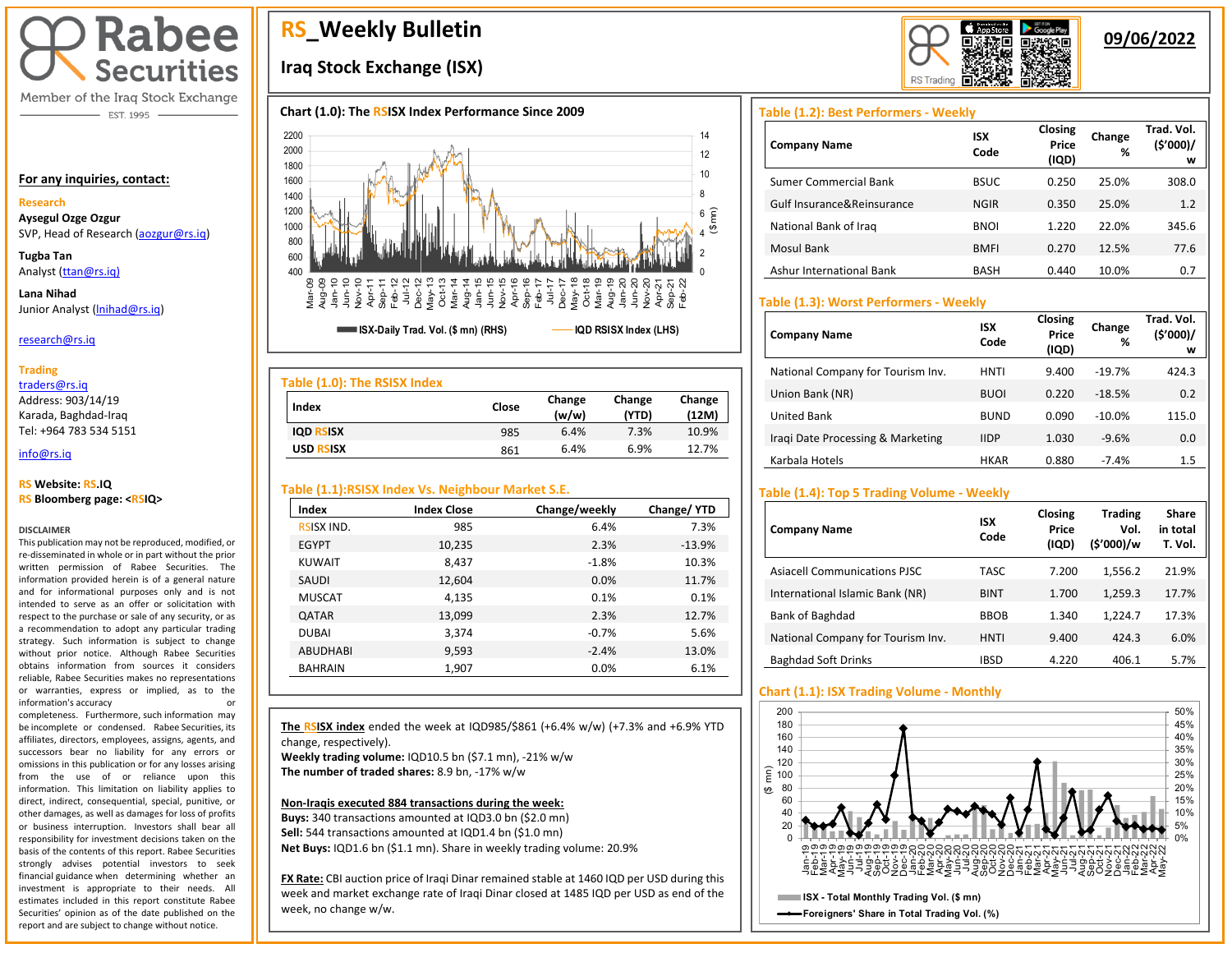# Rabee Securities

Member of the Iraq Stock Exchange

EST. 1995

# RS_Weekly Bulletin

## Iraq Stock Exchange (ISX)

09/06/2022

**For any inquiries, contact:**

**Research**

**Aysegul Ozge Ozgur**
SVP, Head of Research (aozgur@rs.iq)

**Tugba Tan**
Analyst (ttan@rs.iq)

**Lana Nihad**
Junior Analyst (lnihad@rs.iq)

research@rs.iq

**Trading**
traders@rs.iq
Address: 903/14/19
Karada, Baghdad-Iraq
Tel: +964 783 534 5151

info@rs.iq

**RS Website: RS.IQ**
**RS Bloomberg page: <RSIQ>**

**DISCLAIMER**
This publication may not be reproduced, modified, or re-disseminated in whole or in part without the prior written permission of Rabee Securities. The information provided herein is of a general nature and for informational purposes only and is not intended to serve as an offer or solicitation with respect to the purchase or sale of any security, or as a recommendation to adopt any particular trading strategy. Such information is subject to change without prior notice. Although Rabee Securities obtains information from sources it considers reliable, Rabee Securities makes no representations or warranties, express or implied, as to the information's accuracy or completeness. Furthermore, such information may be incomplete or condensed. Rabee Securities, its affiliates, directors, employees, assigns, agents, and successors bear no liability for any errors or omissions in this publication or for any losses arising from the use of or reliance upon this information. This limitation on liability applies to direct, indirect, consequential, special, punitive, or other damages, as well as damages for loss of profits or business interruption. Investors shall bear all responsibility for investment decisions taken on the basis of the contents of this report. Rabee Securities strongly advises potential investors to seek financial guidance when determining whether an investment is appropriate to their needs. All estimates included in this report constitute Rabee Securities' opinion as of the date published on the report and are subject to change without notice.

### Chart (1.0): The RSISX Index Performance Since 2009

ISX-Daily Trad. Vol. ($ mn) (RHS) — IQD RSISX Index (LHS)

### Table (1.0): The RSISX Index

| Index | Close | Change (w/w) | Change (YTD) | Change (12M) |
|---|---|---|---|---|
| IQD RSISX | 985 | 6.4% | 7.3% | 10.9% |
| USD RSISX | 861 | 6.4% | 6.9% | 12.7% |

### Table (1.1):RSISX Index Vs. Neighbour Market S.E.

| Index | Index Close | Change/weekly | Change/ YTD |
|---|---|---|---|
| RSISX IND. | 985 | 6.4% | 7.3% |
| EGYPT | 10,235 | 2.3% | -13.9% |
| KUWAIT | 8,437 | -1.8% | 10.3% |
| SAUDI | 12,604 | 0.0% | 11.7% |
| MUSCAT | 4,135 | 0.1% | 0.1% |
| QATAR | 13,099 | 2.3% | 12.7% |
| DUBAI | 3,374 | -0.7% | 5.6% |
| ABUDHABI | 9,593 | -2.4% | 13.0% |
| BAHRAIN | 1,907 | 0.0% | 6.1% |

**The RSISX index** ended the week at IQD985/$861 (+6.4% w/w) (+7.3% and +6.9% YTD change, respectively).
**Weekly trading volume:** IQD10.5 bn ($7.1 mn), -21% w/w
**The number of traded shares:** 8.9 bn, -17% w/w

**Non-Iraqis executed 884 transactions during the week:**
**Buys:** 340 transactions amounted at IQD3.0 bn ($2.0 mn)
**Sell:** 544 transactions amounted at IQD1.6 bn ($1.0 mn)
**Net Buys:** IQD1.6 bn ($1.1 mn). Share in weekly trading volume: 20.9%

**FX Rate:** CBI auction price of Iraqi Dinar remained stable at 1460 IQD per USD during this week and market exchange rate of Iraqi Dinar closed at 1485 IQD per USD as end of the week, no change w/w.

### Table (1.2): Best Performers - Weekly

| Company Name | ISX Code | Closing Price (IQD) | Change % | Trad. Vol. ($'000)/w |
|---|---|---|---|---|
| Sumer Commercial Bank | BSUC | 0.250 | 25.0% | 308.0 |
| Gulf Insurance&Reinsurance | NGIR | 0.350 | 25.0% | 1.2 |
| National Bank of Iraq | BNOI | 1.220 | 22.0% | 345.6 |
| Mosul Bank | BMFI | 0.270 | 12.5% | 77.6 |
| Ashur International Bank | BASH | 0.440 | 10.0% | 0.7 |

### Table (1.3): Worst Performers - Weekly

| Company Name | ISX Code | Closing Price (IQD) | Change % | Trad. Vol. ($'000)/w |
|---|---|---|---|---|
| National Company for Tourism Inv. | HNTI | 9.400 | -19.7% | 424.3 |
| Union Bank (NR) | BUOI | 0.220 | -18.5% | 0.2 |
| United Bank | BUND | 0.090 | -10.0% | 115.0 |
| Iraqi Date Processing & Marketing | IIDP | 1.030 | -9.6% | 0.0 |
| Karbala Hotels | HKAR | 0.880 | -7.4% | 1.5 |

### Table (1.4): Top 5 Trading Volume - Weekly

| Company Name | ISX Code | Closing Price (IQD) | Trading Vol. ($'000)/w | Share in total T. Vol. |
|---|---|---|---|---|
| Asiacell Communications PJSC | TASC | 7.200 | 1,556.2 | 21.9% |
| International Islamic Bank (NR) | BINT | 1.700 | 1,259.3 | 17.7% |
| Bank of Baghdad | BBOB | 1.340 | 1,224.7 | 17.3% |
| National Company for Tourism Inv. | HNTI | 9.400 | 424.3 | 6.0% |
| Baghdad Soft Drinks | IBSD | 4.220 | 406.1 | 5.7% |

### Chart (1.1): ISX Trading Volume - Monthly

ISX - Total Monthly Trading Vol. ($ mn) — Foreigners' Share in Total Trading Vol. (%)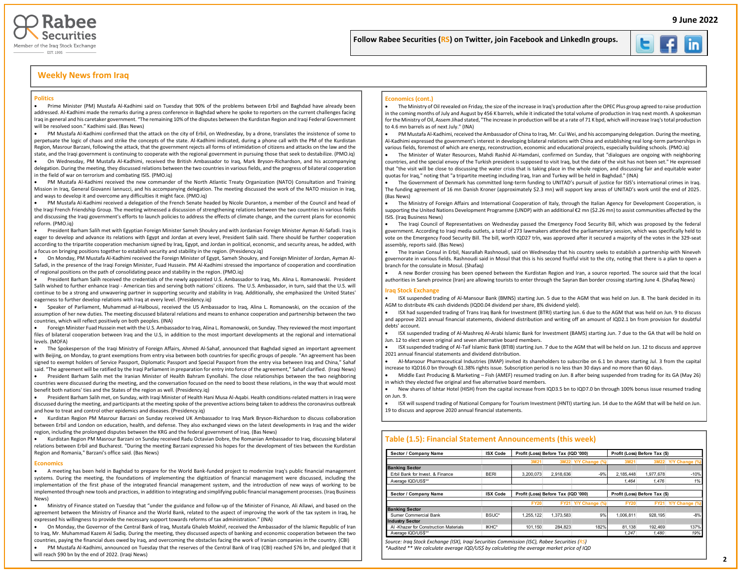Follow Rabee Securities (RS) on Twitter, join Facebook and LinkedIn groups.

## Weekly News from Iraq

### Politics

- Prime Minister (PM) Mustafa Al-Kadhimi said on Tuesday that 90% of the problems between Erbil and Baghdad have already been addressed. Al-Kadhimi made the remarks during a press conference in Baghdad where he spoke to reporters on the current challenges facing Iraq in general and his caretaker government. "The remaining 10% of the disputes between the Kurdistan Region and Iraqi Federal Government will be resolved soon." Kadhimi said. (Bas News)
- PM Mustafa Al-Kadhimi confirmed that the attack on the city of Erbil, on Wednesday, by a drone, translates the insistence of some to perpetuate the logic of chaos and strike the concepts of the state. Al-Kadhimi indicated, during a phone call with the PM of the Kurdistan Region, Masrour Barzani, following the attack, that the government rejects all forms of intimidation of citizens and attacks on the law and the state, and the Iraqi government is continuing to cooperate with the regional government in pursuing those that seek to destabilize. (PMO.iq)
- On Wednesday, PM Mustafa Al-Kadhimi, received the British Ambassador to Iraq, Mark Bryson-Richardson, and his accompanying delegation. During the meeting, they discussed relations between the two countries in various fields, and the progress of bilateral cooperation in the field of war on terrorism and combating ISIS. (PMO.iq)
- PM Mustafa Al-Kadhimi received the new commander of the North Atlantic Treaty Organization (NATO) Consultation and Training Mission in Iraq, General Giovanni Iannucci, and his accompanying delegation. The meeting discussed the work of the NATO mission in Iraq, and ways to develop it and overcome any difficulties it might face. (PMO.iq)
- PM Mustafa Al-Kadhimi received a delegation of the French Senate headed by Nicole Duranton, a member of the Council and head of the Iraqi French Friendship Group. The meeting witnessed a discussion of strengthening relations between the two countries in various fields and discussing the Iraqi government's efforts to launch policies to address the effects of climate change, and the current plans for economic reform. (PMO.iq)
- President Barham Salih met with Egyptian Foreign Minister Sameh Shoukry and with Jordanian Foreign Minister Ayman Al-Safadi. Iraq is eager to develop and advance its relations with Egypt and Jordan at every level, President Salih said. There should be further cooperation according to the tripartite cooperation mechanism signed by Iraq, Egypt, and Jordan in political, economic, and security areas, he added, with a focus on bringing positions together to establish security and stability in the region. (Presidency.iq)
- On Monday, PM Mustafa Al-Kadhimi received the Foreign Minister of Egypt, Sameh Shoukry, and Foreign Minister of Jordan, Ayman Al-Safadi, in the presence of the Iraqi Foreign Minister, Fuad Hussein. PM Al-Kadhimi stressed the importance of cooperation and coordination of regional positions on the path of consolidating peace and stability in the region. (PMO.iq)
- President Barham Salih received the credentials of the newly appointed U.S. Ambassador to Iraq, Ms. Alina L. Romanowski. President Salih wished to further enhance Iraqi - American ties and serving both nations' citizens. The U.S. Ambassador, in turn, said that the U.S. will continue to be a strong and unwavering partner in supporting security and stability in Iraq. Additionally, she emphasized the United States' eagerness to further develop relations with Iraq at every level. (Presidency.iq)
- Speaker of Parliament, Muhammad al-Halbousi, received the US Ambassador to Iraq, Alina L. Romanowski, on the occasion of the assumption of her new duties. The meeting discussed bilateral relations and means to enhance cooperation and partnership between the two countries, which will reflect positively on both peoples. (INA)
- Foreign Minister Fuad Hussein met with the U.S. Ambassador to Iraq, Alina L. Romanowski, on Sunday. They reviewed the most important files of bilateral cooperation between Iraq and the U.S, in addition to the most important developments at the regional and international levels. (MOFA)
- The Spokesperson of the Iraqi Ministry of Foreign Affairs, Ahmed Al-Sahaf, announced that Baghdad signed an important agreement with Beijing, on Monday, to grant exemptions from entry visa between both countries for specific groups of people. "An agreement has been signed to exempt holders of Service Passport, Diplomatic Passport and Special Passport from the entry visa between Iraq and China," Sahaf said. "The agreement will be ratified by the Iraqi Parliament in preparation for entry into force of the agreement," Sahaf clarified. (Iraqi News)
- President Barham Salih met the Iranian Minister of Health Bahram Eynollahi. The close relationships between the two neighboring countries were discussed during the meeting, and the conversation focused on the need to boost these relations, in the way that would most benefit both nations' ties and the States of the region as well. (Presidency.iq)
- President Barham Salih met, on Sunday, with Iraqi Minister of Health Hani Musa Al-Aqabi. Health conditions-related matters in Iraq were discussed during the meeting, and participants at the meeting spoke of the preventive actions being taken to address the coronavirus outbreak and how to treat and control other epidemics and diseases. (Presidency.iq)
- Kurdistan Region PM Masrour Barzani on Sunday received UK Ambassador to Iraq Mark Bryson-Richardson to discuss collaboration between Erbil and London on education, health, and defense. They also exchanged views on the latest developments in Iraq and the wider region, including the prolonged disputes between the KRG and the federal government of Iraq. (Bas News)
- Kurdistan Region PM Masrour Barzani on Sunday received Radu Octavian Dobre, the Romanian Ambassador to Iraq, discussing bilateral relations between Erbil and Bucharest. "During the meeting Barzani expressed his hopes for the development of ties between the Kurdistan Region and Romania," Barzani's office said. (Bas News)

### Economics

- A meeting has been held in Baghdad to prepare for the World Bank-funded project to modernize Iraq's public financial management systems. During the meeting, the foundations of implementing the digitization of financial management were discussed, including the implementation of the first phase of the integrated financial management system, and the introduction of new ways of working to be implemented through new tools and practices, in addition to integrating and simplifying public financial management processes. (Iraq Business News)
- Ministry of Finance stated on Tuesday that "under the guidance and follow-up of the Minister of Finance, Ali Allawi, and based on the agreement between the Ministry of Finance and the World Bank, related to the aspect of improving the work of the tax system in Iraq, he expressed his willingness to provide the necessary support towards reforms of tax administration." (INA)
- On Monday, the Governor of the Central Bank of Iraq, Mustafa Ghaleb Mokhif, received the Ambassador of the Islamic Republic of Iran to Iraq, Mr. Muhammad Kazem Al Sadiq. During the meeting, they discussed aspects of banking and economic cooperation between the two countries, paying the financial dues owed by Iraq, and overcoming the obstacles facing the work of Iranian companies in the country. (CBI)
- PM Mustafa Al-Kadhimi, announced on Tuesday that the reserves of the Central Bank of Iraq (CBI) reached $76 bn, and pledged that it will reach $90 bn by the end of 2022. (Iraqi News)

### Economics (cont.)

- The Ministry of Oil revealed on Friday, the size of the increase in Iraq's production after the OPEC Plus group agreed to raise production in the coming months of July and August by 456 K barrels, while it indicated the total volume of production in Iraq next month. A spokesman for the Ministry of Oil, Assem Jihad stated, "The increase in production will be at a rate of 71 K bpd, which will increase Iraq's total production to 4.6 mn barrels as of next July." (INA)
- PM Mustafa Al-Kadhimi, received the Ambassador of China to Iraq, Mr. Cui Wei, and his accompanying delegation. During the meeting, Al-Kadhimi expressed the government's interest in developing bilateral relations with China and establishing real long-term partnerships in various fields, foremost of which are energy, reconstruction, economic and educational projects, especially building schools. (PMO.iq)
- The Minister of Water Resources, Mahdi Rashid Al-Hamdani, confirmed on Sunday, that "dialogues are ongoing with neighboring countries, and the special envoy of the Turkish president is supposed to visit Iraq, but the date of the visit has not been set." He expressed that "the visit will be close to discussing the water crisis that is taking place in the whole region, and discussing fair and equitable water quotas for Iraq," noting that "a tripartite meeting including Iraq, Iran and Turkey will be held in Baghdad." (INA)
- The Government of Denmark has committed long-term funding to UNITAD's pursuit of justice for ISIS's international crimes in Iraq. The funding agreement of 16 mn Danish Kroner (approximately $2.3 mn) will support key areas of UNITAD's work until the end of 2025. (Bas News)
- The Ministry of Foreign Affairs and International Cooperation of Italy, through the Italian Agency for Development Cooperation, is supporting the United Nations Development Programme (UNDP) with an additional €2 mn ($2.26 mn) to assist communities affected by the ISIS. (Iraq Business News)
- The Iraqi Council of Representatives on Wednesday passed the Emergency Food Security Bill, which was proposed by the federal government. According to Iraqi media outlets, a total of 273 lawmakers attended the parliamentary session, which was specifically held to vote on the Emergency Food Security Bill. The bill, worth IQD27 trln, was approved after it secured a majority of the votes in the 329-seat assembly, reports said. (Bas News)
- The Iranian Consul in Erbil, Nasrallah Rashnoudi, said on Wednesday that his country seeks to establish a partnership with Nineveh governorate in various fields. Rashnoudi said in Mosul that this is his second fruitful visit to the city, noting that there is a plan to open a branch for the consulate in Mosul. (Shafaq)
- A new Border crossing has been opened between the Kurdistan Region and Iran, a source reported. The source said that the local authorities in Saneh province (Iran) are allowing tourists to enter through the Sayran Ban border crossing starting June 4. (Shafaq News)

### Iraq Stock Exchange

- ISX suspended trading of Al-Mansour Bank (BMNS) starting Jun. 5 due to the AGM that was held on Jun. 8. The bank decided in its AGM to distribute 4% cash dividends (IQD0.04 dividend per share, 8% dividend yield).
- ISX had suspended trading of Trans Iraq Bank for Investment (BTRI) starting Jun. 6 due to the AGM that was held on Jun. 9 to discuss and approve 2021 annual financial statements, dividend distribution and writing off an amount of IQD2.1 bn from provision for doubtful debts' account.
- ISX suspended trading of Al-Mashreq Al-Arabi Islamic Bank for Investment (BAMS) starting Jun. 7 due to the GA that will be hold on Jun. 12 to elect seven original and seven alternative board members.
- ISX suspended trading of Al-Taif Islamic Bank (BTIB) starting Jun. 7 due to the AGM that will be held on Jun. 12 to discuss and approve 2021 annual financial statements and dividend distribution.
- Al-Mansour Pharmaceutical Industries (IMAP) invited its shareholders to subscribe on 6.1 bn shares starting Jul. 3 from the capital increase to IQD16.0 bn through 61.38% rights issue. Subscription period is no less than 30 days and no more than 60 days.
- Middle East Producing & Marketing – Fish (AMEF) resumed trading on Jun. 8 after being suspended from trading for its GA (May 26) in which they elected five original and five alternative board members.
- New shares of Ishtar Hotel (HISH) from the capital increase from IQD3.5 bn to IQD7.0 bn through 100% bonus issue resumed trading on Jun. 9.
- ISX will suspend trading of National Company for Tourism Investment (HNTI) starting Jun. 14 due to the AGM that will be held on Jun. 19 to discuss and approve 2020 annual financial statements.

### Table (1.5): Financial Statement Announcements (this week)

| Sector / Company Name | ISX Code | Profit (Loss) Before Tax (IQD '000) | | | Profit (Loss) Before Tax ($) | | |
|---|---|---|---|---|---|---|---|
| | | 3M21 | 3M22 | Y/Y Change (%) | 3M21 | 3M22 | Y/Y Change (%) |
| **Banking Sector** | | | | | | | |
| Erbil Bank for Invest. & Finance | BERI | 3,200,073 | 2,918,636 | -9% | 2,185,448 | 1,977,678 | -10% |
| Average IQD/US$** | | | | | *1,464* | *1,476* | *1%* |
| **Sector / Company Name** | **ISX Code** | **Profit (Loss) Before Tax (IQD '000)** | | | **Profit (Loss) Before Tax ($)** | | |
| | | FY20 | FY21 | Y/Y Change (%) | FY20 | FY21 | Y/Y Change (%) |
| **Banking Sector** | | | | | | | |
| Sumer Commercial Bank | BSUC* | 1,255,122 | 1,373,583 | 9% | 1,006,811 | 928,195 | -8% |
| **Industry Sector** | | | | | | | |
| Al -Khazer for Construction Materials | IKHC* | 101,150 | 284,823 | 182% | 81,138 | 192,469 | 137% |
| Average IQD/US$** | | | | | *1,247* | *1,480* | *19%* |

*Source: Iraq Stock Exchange (ISX), Iraqi Securities Commission (ISC), Rabee Securities (RS)*
*\*Audited \*\* We calculate average IQD/US$ by calculating the average market price of IQD*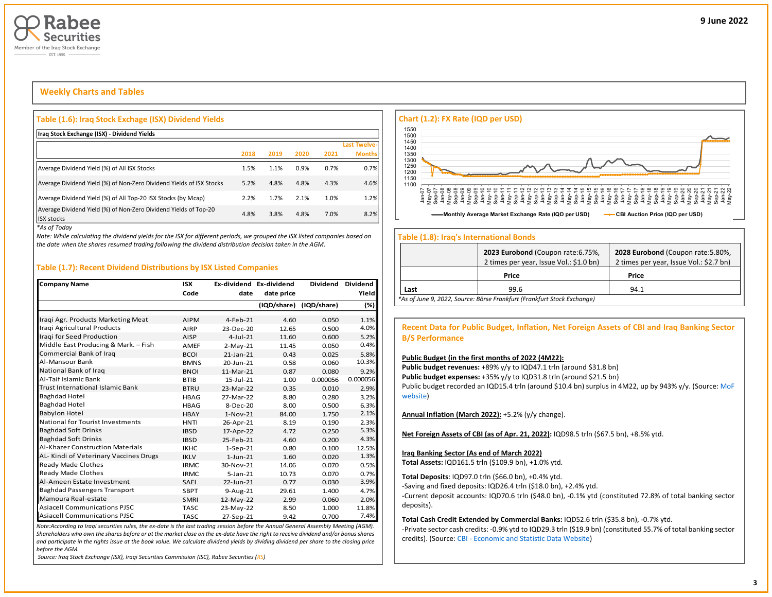## Weekly Charts and Tables

### Table (1.6): Iraq Stock Exchange (ISX) Dividend Yields

| Iraq Stock Exchange (ISX) - Dividend Yields | 2018 | 2019 | 2020 | 2021 | Last Twelve-Months |
|---|---|---|---|---|---|
| Average Dividend Yield (%) of All ISX Stocks | 1.5% | 1.1% | 0.9% | 0.7% | 0.7% |
| Average Dividend Yield (%) of Non-Zero Dividend Yields of ISX Stocks | 5.2% | 4.8% | 4.8% | 4.3% | 4.6% |
| Average Dividend Yield (%) of All Top-20 ISX Stocks (by Mcap) | 2.2% | 1.7% | 2.1% | 1.0% | 1.2% |
| Average Dividend Yield (%) of Non-Zero Dividend Yields of Top-20 ISX stocks | 4.8% | 3.8% | 4.8% | 7.0% | 8.2% |

*\*As of Today*

*Note: While calculating the dividend yields for the ISX for different periods, we grouped the ISX listed companies based on the date when the shares resumed trading following the dividend distribution decision taken in the AGM.*

### Table (1.7): Recent Dividend Distributions by ISX Listed Companies

| Company Name | ISX Code | Ex-dividend date | Ex-dividend date price (IQD/share) | Dividend (IQD/share) | Dividend Yield (%) |
|---|---|---|---|---|---|
| Iraqi Agr. Products Marketing Meat | AIPM | 4-Feb-21 | 4.60 | 0.050 | 1.1% |
| Iraqi Agricultural Products | AIRP | 23-Dec-20 | 12.65 | 0.500 | 4.0% |
| Iraqi for Seed Production | AISP | 4-Jul-21 | 11.60 | 0.600 | 5.2% |
| Middle East Producing & Mark. – Fish | AMEF | 2-May-21 | 11.45 | 0.050 | 0.4% |
| Commercial Bank of Iraq | BCOI | 21-Jan-21 | 0.43 | 0.025 | 5.8% |
| Al-Mansour Bank | BMNS | 20-Jun-21 | 0.58 | 0.060 | 10.3% |
| National Bank of Iraq | BNOI | 11-Mar-21 | 0.87 | 0.080 | 9.2% |
| Al-Taif Islamic Bank | BTIB | 15-Jul-21 | 1.00 | 0.000056 | 0.000056 |
| Trust International Islamic Bank | BTRU | 23-Mar-22 | 0.35 | 0.010 | 2.9% |
| Baghdad Hotel | HBAG | 27-Mar-22 | 8.80 | 0.280 | 3.2% |
| Baghdad Hotel | HBAG | 8-Dec-20 | 8.00 | 0.500 | 6.3% |
| Babylon Hotel | HBAY | 1-Nov-21 | 84.00 | 1.750 | 2.1% |
| National for Tourist Investments | HNTI | 26-Apr-21 | 8.19 | 0.190 | 2.3% |
| Baghdad Soft Drinks | IBSD | 17-Apr-22 | 4.72 | 0.250 | 5.3% |
| Baghdad Soft Drinks | IBSD | 25-Feb-21 | 4.60 | 0.200 | 4.3% |
| Al-Khazer Construction Materials | IKHC | 1-Sep-21 | 0.80 | 0.100 | 12.5% |
| AL- Kindi of Veterinary Vaccines Drugs | IKLV | 1-Jun-21 | 1.60 | 0.020 | 1.3% |
| Ready Made Clothes | IRMC | 30-Nov-21 | 14.06 | 0.070 | 0.5% |
| Ready Made Clothes | IRMC | 5-Jan-21 | 10.73 | 0.070 | 0.7% |
| Al-Ameen Estate Investment | SAEI | 22-Jun-21 | 0.77 | 0.030 | 3.9% |
| Baghdad Passengers Transport | SBPT | 9-Aug-21 | 29.61 | 1.400 | 4.7% |
| Mamoura Real-estate | SMRI | 12-May-22 | 2.99 | 0.060 | 2.0% |
| Asiacell Communications PJSC | TASC | 23-May-22 | 8.50 | 1.000 | 11.8% |
| Asiacell Communications PJSC | TASC | 27-Sep-21 | 9.42 | 0.700 | 7.4% |

*Note:According to Iraqi securities rules, the ex-date is the last trading session before the Annual General Assembly Meeting (AGM). Shareholders who own the shares before or at the market close on the ex-date have the right to receive dividend and/or bonus shares and participate in the rights issue at the book value. We calculate dividend yields by dividing dividend per share to the closing price before the AGM.*

*Source: Iraq Stock Exchange (ISX), Iraqi Securities Commission (ISC), Rabee Securities (RS)*

### Chart (1.2): FX Rate (IQD per USD)

Legend: Monthly Average Market Exchange Rate (IQD per USD); CBI Auction Price (IQD per USD)

### Table (1.8): Iraq's International Bonds

| | **2023 Eurobond** (Coupon rate:6.75%, 2 times per year, Issue Vol.: $1.0 bn) | **2028 Eurobond** (Coupon rate:5.80%, 2 times per year, Issue Vol.: $2.7 bn) |
|---|---|---|
| | **Price** | **Price** |
| Last | 99.6 | 94.1 |

*\*As of June 9, 2022, Source: Börse Frankfurt (Frankfurt Stock Exchange)*

### Recent Data for Public Budget, Inflation, Net Foreign Assets of CBI and Iraq Banking Sector B/S Performance

**Public Budget (in the first months of 2022 (4M22):**

**Public budget revenues:** +89% y/y to IQD47.1 trln (around $31.8 bn)

**Public budget expenses:** +35% y/y to IQD31.8 trln (around $21.5 bn)

Public budget recorded an IQD15.4 trln (around $10.4 bn) surplus in 4M22, up by 943% y/y. (Source: MoF website)

**Annual Inflation (March 2022):** +5.2% (y/y change).

**Net Foreign Assets of CBI (as of Apr. 21, 2022):** IQD98.5 trln ($67.5 bn), +8.5% ytd.

**Iraq Banking Sector (As end of March 2022)**

**Total Assets:** IQD161.5 trln ($109.9 bn), +1.0% ytd.

**Total Deposits**: IQD97.0 trln ($66.0 bn), +0.4% ytd.

-Saving and fixed deposits: IQD26.4 trln ($18.0 bn), +2.4% ytd.

-Current deposit accounts: IQD70.6 trln ($48.0 bn), -0.1% ytd (constituted 72.8% of total banking sector deposits).

**Total Cash Credit Extended by Commercial Banks:** IQD52.6 trln ($35.8 bn), -0.7% ytd.

-Private sector cash credits: -0.9% ytd to IQD29.3 trln ($19.9 bn) (constituted 55.7% of total banking sector credits). (Source: CBI - Economic and Statistic Data Website)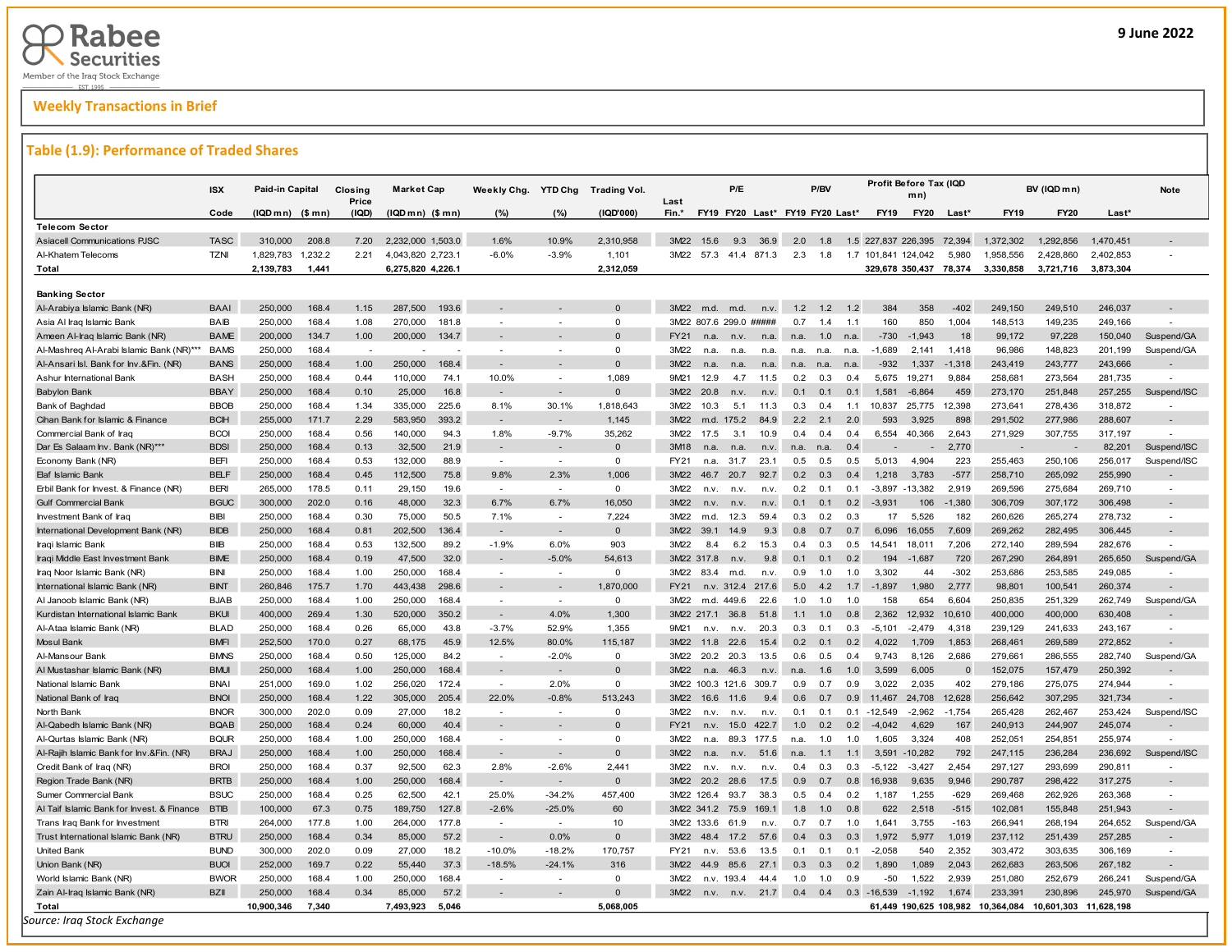Weekly Transactions in Brief

9 June 2022

## Table (1.9): Performance of Traded Shares

| | ISX | Paid-in Capital | | Closing Price | Market Cap | | Weekly Chg. | YTD Chg | Trading Vol. | Last | P/E | | | P/BV | | | Profit Before Tax (IQD mn) | | | BV (IQD mn) | | | Note |
|---|---|---|---|---|---|---|---|---|---|---|---|---|---|---|---|---|---|---|---|---|---|---|---|
| | Code | (IQD mn) | ($ mn) | (IQD) | (IQD mn) | ($ mn) | (%) | (%) | (IQD'000) | Fin.* | FY19 | FY20 | Last* | FY19 | FY20 | Last* | FY19 | FY20 | Last* | FY19 | FY20 | Last* | |
| **Telecom Sector** | | | | | | | | | | | | | | | | | | | | | | | |
| Asiacell Communications PJSC | TASC | 310,000 | 208.8 | 7.20 | 2,232,000 | 1,503.0 | 1.6% | 10.9% | 2,310,958 | 3M22 | 15.6 | 9.3 | 36.9 | 2.0 | 1.8 | 1.5 | 227,837 | 226,395 | 72,394 | 1,372,302 | 1,292,856 | 1,470,451 | - |
| Al-Khatem Telecoms | TZNI | 1,829,783 | 1,232.2 | 2.21 | 4,043,820 | 2,723.1 | -6.0% | -3.9% | 1,101 | 3M22 | 57.3 | 41.4 | 871.3 | 2.3 | 1.8 | 1.7 | 101,841 | 124,042 | 5,980 | 1,958,556 | 2,428,860 | 2,402,853 | - |
| **Total** | | **2,139,783** | **1,441** | | **6,275,820** | **4,226.1** | | | **2,312,059** | | | | | | | | **329,678** | **350,437** | **78,374** | **3,330,858** | **3,721,716** | **3,873,304** | |
| **Banking Sector** | | | | | | | | | | | | | | | | | | | | | | | |
| Al-Arabiya Islamic Bank (NR) | BAAI | 250,000 | 168.4 | 1.15 | 287,500 | 193.6 | - | - | 0 | 3M22 | m.d. | m.d. | n.v. | 1.2 | 1.2 | 1.2 | 384 | 358 | -402 | 249,150 | 249,510 | 246,037 | - |
| Asia Al Iraq Islamic Bank | BAIB | 250,000 | 168.4 | 1.08 | 270,000 | 181.8 | - | - | 0 | 3M22 | 807.6 | 299.0 | ##### | 0.7 | 1.4 | 1.1 | 160 | 850 | 1,004 | 148,513 | 149,235 | 249,166 | - |
| Ameen Al-Iraq Islamic Bank (NR) | BAME | 200,000 | 134.7 | 1.00 | 200,000 | 134.7 | - | - | 0 | FY21 | n.a. | n.v. | n.a. | n.a. | 1.0 | n.a. | -730 | -1,943 | 18 | 99,172 | 97,228 | 150,040 | Suspend/GA |
| Al-Mashreq Al-Arabi Islamic Bank (NR)*** | BAMS | 250,000 | 168.4 | - | - | - | - | - | 0 | 3M22 | n.a. | n.a. | n.a. | n.a. | n.a. | n.a. | -1,689 | 2,141 | 1,418 | 96,986 | 148,823 | 201,199 | Suspend/GA |
| Al-Ansari Isl. Bank for Inv.&Fin. (NR) | BANS | 250,000 | 168.4 | 1.00 | 250,000 | 168.4 | - | - | 0 | 3M22 | n.a. | n.a. | n.a. | n.a. | n.a. | n.a. | -932 | 1,337 | -1,318 | 243,419 | 243,777 | 243,666 | - |
| Ashur International Bank | BASH | 250,000 | 168.4 | 0.44 | 110,000 | 74.1 | 10.0% | - | 1,089 | 9M21 | 12.9 | 4.7 | 11.5 | 0.2 | 0.3 | 0.4 | 5,675 | 19,271 | 9,884 | 258,681 | 273,564 | 281,735 | - |
| Babylon Bank | BBAY | 250,000 | 168.4 | 0.10 | 25,000 | 16.8 | - | - | 0 | 3M22 | 20.8 | n.v. | n.v. | 0.1 | 0.1 | 0.1 | 1,581 | -6,864 | 459 | 273,170 | 251,848 | 257,255 | Suspend/ISC |
| Bank of Baghdad | BBOB | 250,000 | 168.4 | 1.34 | 335,000 | 225.6 | 8.1% | 30.1% | 1,818,643 | 3M22 | 10.3 | 5.1 | 11.3 | 0.3 | 0.4 | 1.1 | 10,837 | 25,775 | 12,398 | 273,641 | 278,436 | 318,872 | - |
| Cihan Bank for Islamic & Finance | BCIH | 255,000 | 171.7 | 2.29 | 583,950 | 393.2 | - | - | 1,145 | 3M22 | m.d. | 175.2 | 84.9 | 2.2 | 2.1 | 2.0 | 593 | 3,925 | 898 | 291,502 | 277,986 | 288,607 | - |
| Commercial Bank of Iraq | BCOI | 250,000 | 168.4 | 0.56 | 140,000 | 94.3 | 1.8% | -9.7% | 35,262 | 3M22 | 17.5 | 3.1 | 10.9 | 0.4 | 0.4 | 0.4 | 6,554 | 40,366 | 2,643 | 271,929 | 307,755 | 317,197 | - |
| Dar Es Salaam Inv. Bank (NR)*** | BDSI | 250,000 | 168.4 | 0.13 | 32,500 | 21.9 | - | - | 0 | 3M18 | n.a. | n.a. | n.v. | n.a. | n.a. | 0.4 | - | - | 2,770 | - | - | 82,201 | Suspend/ISC |
| Economy Bank (NR) | BEFI | 250,000 | 168.4 | 0.53 | 132,000 | 88.9 | - | - | 0 | FY21 | n.a. | 31.7 | 23.1 | 0.5 | 0.5 | 0.5 | 5,013 | 4,904 | 223 | 255,463 | 250,106 | 256,017 | Suspend/ISC |
| Elaf Islamic Bank | BELF | 250,000 | 168.4 | 0.45 | 112,500 | 75.8 | 9.8% | 2.3% | 1,006 | 3M22 | 46.7 | 20.7 | 92.7 | 0.2 | 0.3 | 0.4 | 1,218 | 3,783 | -577 | 258,710 | 265,092 | 255,990 | - |
| Erbil Bank for Invest. & Finance (NR) | BERI | 265,000 | 178.5 | 0.11 | 29,150 | 19.6 | - | - | 0 | 3M22 | n.v. | n.v. | n.v. | 0.2 | 0.1 | 0.1 | -3,897 | -13,382 | 2,919 | 269,596 | 275,684 | 269,710 | - |
| Gulf Commercial Bank | BGUC | 300,000 | 202.0 | 0.16 | 48,000 | 32.3 | 6.7% | 6.7% | 16,050 | 3M22 | n.v. | n.v. | n.v. | 0.1 | 0.1 | 0.2 | -3,931 | 106 | -1,380 | 306,709 | 307,172 | 306,498 | - |
| Investment Bank of Iraq | BIBI | 250,000 | 168.4 | 0.30 | 75,000 | 50.5 | 7.1% | - | 7,224 | 3M22 | m.d. | 12.3 | 59.4 | 0.3 | 0.2 | 0.3 | 17 | 5,526 | 182 | 260,626 | 265,274 | 278,732 | - |
| International Development Bank (NR) | BIDB | 250,000 | 168.4 | 0.81 | 202,500 | 136.4 | - | - | 0 | 3M22 | 39.1 | 14.9 | 9.3 | 0.8 | 0.7 | 0.7 | 6,096 | 16,055 | 7,609 | 269,262 | 282,495 | 306,445 | - |
| Iraqi Islamic Bank | BIIB | 250,000 | 168.4 | 0.53 | 132,500 | 89.2 | -1.9% | 6.0% | 903 | 3M22 | 8.4 | 6.2 | 15.3 | 0.4 | 0.3 | 0.5 | 14,541 | 18,011 | 7,206 | 272,140 | 289,594 | 282,676 | - |
| Iraqi Middle East Investment Bank | BIME | 250,000 | 168.4 | 0.19 | 47,500 | 32.0 | - | -5.0% | 54,613 | 3M22 | 317.8 | n.v. | 9.8 | 0.1 | 0.1 | 0.2 | 194 | -1,687 | 720 | 267,290 | 264,891 | 265,650 | Suspend/GA |
| Iraq Noor Islamic Bank (NR) | BINI | 250,000 | 168.4 | 1.00 | 250,000 | 168.4 | - | - | 0 | 3M22 | 83.4 | m.d. | n.v. | 0.9 | 1.0 | 1.0 | 3,302 | 44 | -302 | 253,686 | 253,585 | 249,085 | - |
| International Islamic Bank (NR) | BINT | 260,846 | 175.7 | 1.70 | 443,438 | 298.6 | - | - | 1,870,000 | FY21 | n.v. | 312.4 | 217.6 | 5.0 | 4.2 | 1.7 | -1,897 | 1,980 | 2,777 | 98,801 | 100,541 | 260,374 | - |
| Al Janoob Islamic Bank (NR) | BJAB | 250,000 | 168.4 | 1.00 | 250,000 | 168.4 | - | - | 0 | 3M22 | m.d. | 449.6 | 22.6 | 1.0 | 1.0 | 1.0 | 158 | 654 | 6,604 | 250,835 | 251,329 | 262,749 | Suspend/GA |
| Kurdistan International Islamic Bank | BKUI | 400,000 | 269.4 | 1.30 | 520,000 | 350.2 | - | 4.0% | 1,300 | 3M22 | 217.1 | 36.8 | 51.8 | 1.1 | 1.0 | 0.8 | 2,362 | 12,932 | 10,610 | 400,000 | 400,000 | 630,408 | - |
| Al-Ataa Islamic Bank (NR) | BLAD | 250,000 | 168.4 | 0.26 | 65,000 | 43.8 | -3.7% | 52.9% | 1,355 | 9M21 | n.v. | n.v. | 20.3 | 0.3 | 0.1 | 0.3 | -5,101 | -2,479 | 4,318 | 239,129 | 241,633 | 243,167 | - |
| Mosul Bank | BMFI | 252,500 | 170.0 | 0.27 | 68,175 | 45.9 | 12.5% | 80.0% | 115,187 | 3M22 | 11.8 | 22.6 | 15.4 | 0.2 | 0.1 | 0.2 | 4,022 | 1,709 | 1,853 | 268,461 | 269,589 | 272,852 | - |
| Al-Mansour Bank | BMNS | 250,000 | 168.4 | 0.50 | 125,000 | 84.2 | - | -2.0% | 0 | 3M22 | 20.2 | 20.3 | 13.5 | 0.6 | 0.5 | 0.4 | 9,743 | 8,126 | 2,686 | 279,661 | 286,555 | 282,740 | Suspend/GA |
| Al Mustashar Islamic Bank (NR) | BMUI | 250,000 | 168.4 | 1.00 | 250,000 | 168.4 | - | - | 0 | 3M22 | n.a. | 46.3 | n.v. | n.a. | 1.6 | 1.0 | 3,599 | 6,005 | 0 | 152,075 | 157,479 | 250,392 | - |
| National Islamic Bank | BNAI | 251,000 | 169.0 | 1.02 | 256,020 | 172.4 | - | 2.0% | 0 | 3M22 | 100.3 | 121.6 | 309.7 | 0.9 | 0.7 | 0.9 | 3,022 | 2,035 | 402 | 279,186 | 275,075 | 274,944 | - |
| National Bank of Iraq | BNOI | 250,000 | 168.4 | 1.22 | 305,000 | 205.4 | 22.0% | -0.8% | 513,243 | 3M22 | 16.6 | 11.6 | 9.4 | 0.6 | 0.7 | 0.9 | 11,467 | 24,708 | 12,628 | 256,642 | 307,295 | 321,734 | - |
| North Bank | BNOR | 300,000 | 202.0 | 0.09 | 27,000 | 18.2 | - | - | 0 | 3M22 | n.v. | n.v. | n.v. | 0.1 | 0.1 | 0.1 | -12,549 | -2,962 | -1,754 | 265,428 | 262,467 | 253,424 | Suspend/ISC |
| Al-Qabedh Islamic Bank (NR) | BQAB | 250,000 | 168.4 | 0.24 | 60,000 | 40.4 | - | - | 0 | FY21 | n.v. | 15.0 | 422.7 | 1.0 | 0.2 | 0.2 | -4,042 | 4,629 | 167 | 240,913 | 244,907 | 245,074 | - |
| Al-Qurtas Islamic Bank (NR) | BQUR | 250,000 | 168.4 | 1.00 | 250,000 | 168.4 | - | - | 0 | 3M22 | n.a. | 89.3 | 177.5 | n.a. | 1.0 | 1.0 | 1,605 | 3,324 | 408 | 252,051 | 254,851 | 255,974 | - |
| Al-Rajih Islamic Bank for Inv.&Fin. (NR) | BRAJ | 250,000 | 168.4 | 1.00 | 250,000 | 168.4 | - | - | 0 | 3M22 | n.a. | n.v. | 51.6 | n.a. | 1.1 | 1.1 | 3,591 | -10,282 | 792 | 247,115 | 236,284 | 236,692 | Suspend/ISC |
| Credit Bank of Iraq (NR) | BROI | 250,000 | 168.4 | 0.37 | 92,500 | 62.3 | 2.8% | -2.6% | 2,441 | 3M22 | n.v. | n.v. | n.v. | 0.4 | 0.3 | 0.3 | -5,122 | -3,427 | 2,454 | 297,127 | 293,699 | 290,811 | - |
| Region Trade Bank (NR) | BRTB | 250,000 | 168.4 | 1.00 | 250,000 | 168.4 | - | - | 0 | 3M22 | 20.2 | 28.6 | 17.5 | 0.9 | 0.7 | 0.8 | 16,938 | 9,635 | 9,946 | 290,787 | 298,422 | 317,275 | - |
| Sumer Commercial Bank | BSUC | 250,000 | 168.4 | 0.25 | 62,500 | 42.1 | 25.0% | -34.2% | 457,400 | 3M22 | 126.4 | 93.7 | 38.3 | 0.5 | 0.4 | 0.2 | 1,187 | 1,255 | -629 | 269,468 | 262,926 | 263,368 | - |
| Al Taif Islamic Bank for Invest. & Finance | BTIB | 100,000 | 67.3 | 0.75 | 189,750 | 127.8 | -2.6% | -25.0% | 60 | 3M22 | 341.2 | 75.9 | 169.1 | 1.8 | 1.0 | 0.8 | 622 | 2,518 | -515 | 102,081 | 155,848 | 251,943 | - |
| Trans Iraq Bank for Investment | BTRI | 264,000 | 177.8 | 1.00 | 264,000 | 177.8 | - | - | 10 | 3M22 | 133.6 | 61.9 | n.v. | 0.7 | 0.7 | 1.0 | 1,641 | 3,755 | -163 | 266,941 | 268,194 | 264,652 | Suspend/GA |
| Trust International Islamic Bank (NR) | BTRU | 250,000 | 168.4 | 0.34 | 85,000 | 57.2 | - | 0.0% | 0 | 3M22 | 48.4 | 17.2 | 57.6 | 0.4 | 0.3 | 0.3 | 1,972 | 5,977 | 1,019 | 237,112 | 251,439 | 257,285 | - |
| United Bank | BUND | 300,000 | 202.0 | 0.09 | 27,000 | 18.2 | -10.0% | -18.2% | 170,757 | FY21 | n.v. | 53.6 | 13.5 | 0.1 | 0.1 | 0.1 | -2,058 | 540 | 2,352 | 303,472 | 303,635 | 306,169 | - |
| Union Bank (NR) | BUOI | 252,000 | 169.7 | 0.22 | 55,440 | 37.3 | -18.5% | -24.1% | 316 | 3M22 | 44.9 | 85.6 | 27.1 | 0.3 | 0.3 | 0.2 | 1,890 | 1,089 | 2,043 | 262,683 | 263,506 | 267,182 | - |
| World Islamic Bank (NR) | BWOR | 250,000 | 168.4 | 1.00 | 250,000 | 168.4 | - | - | 0 | 3M22 | n.v. | 193.4 | 44.4 | 1.0 | 1.0 | 0.9 | -50 | 1,522 | 2,939 | 251,080 | 252,679 | 266,241 | Suspend/GA |
| Zain Al-Iraq Islamic Bank (NR) | BZII | 250,000 | 168.4 | 0.34 | 85,000 | 57.2 | - | - | 0 | 3M22 | n.v. | n.v. | 21.7 | 0.4 | 0.4 | 0.3 | -16,539 | -1,192 | 1,674 | 233,391 | 230,896 | 245,970 | Suspend/GA |
| **Total** | | **10,900,346** | **7,340** | | **7,493,923** | **5,046** | | | **5,068,005** | | | | | | | | **61,449** | **190,625** | **108,982** | **10,364,084** | **10,601,303** | **11,628,198** | |

*Source: Iraq Stock Exchange*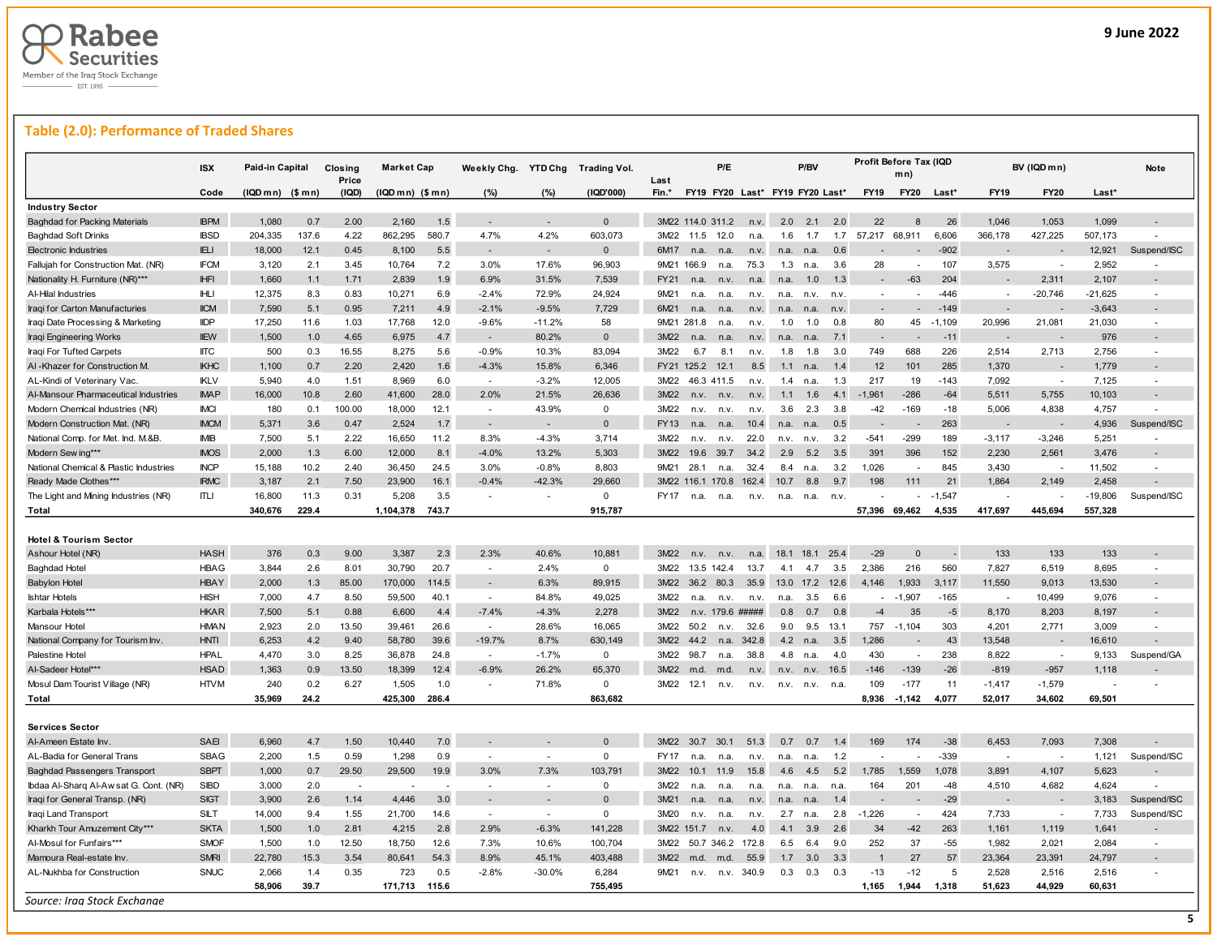## Table (2.0): Performance of Traded Shares

| | ISX | Paid-in Capital | | Closing Price | Market Cap | | Weekly Chg. | YTD Chg | Trading Vol. | Last | P/E | | | P/BV | | | Profit Before Tax (IQD mn) | | | BV (IQD mn) | | | Note |
|---|---|---|---|---|---|---|---|---|---|---|---|---|---|---|---|---|---|---|---|---|---|---|---|
| | Code | (IQD mn) | ($ mn) | (IQD) | (IQD mn) | ($ mn) | (%) | (%) | (IQD'000) | Fin.* | FY19 | FY20 | Last* | FY19 | FY20 | Last* | FY19 | FY20 | Last* | FY19 | FY20 | Last* | |
| **Industry Sector** | | | | | | | | | | | | | | | | | | | | | | | |
| Baghdad for Packing Materials | IBPM | 1,080 | 0.7 | 2.00 | 2,160 | 1.5 | - | - | 0 | 3M22 | 114.0 | 311.2 | n.v. | 2.0 | 2.1 | 2.0 | 22 | 8 | 26 | 1,046 | 1,053 | 1,099 | - |
| Baghdad Soft Drinks | IBSD | 204,335 | 137.6 | 4.22 | 862,295 | 580.7 | 4.7% | 4.2% | 603,073 | 3M22 | 11.5 | 12.0 | n.a. | 1.6 | 1.7 | 1.7 | 57,217 | 68,911 | 6,606 | 366,178 | 427,225 | 507,173 | - |
| Electronic Industries | IELI | 18,000 | 12.1 | 0.45 | 8,100 | 5.5 | - | - | 0 | 6M17 | n.a. | n.a. | n.v. | n.a. | n.a. | 0.6 | - | - | -902 | - | - | 12,921 | Suspend/ISC |
| Fallujah for Construction Mat. (NR) | IFCM | 3,120 | 2.1 | 3.45 | 10,764 | 7.2 | 3.0% | 17.6% | 96,903 | 9M21 | 166.9 | n.a. | 75.3 | 1.3 | n.a. | 3.6 | 28 | - | 107 | 3,575 | - | 2,952 | - |
| Nationality H. Furniture (NR)*** | IHFI | 1,660 | 1.1 | 1.71 | 2,839 | 1.9 | 6.9% | 31.5% | 7,539 | FY21 | n.a. | n.v. | n.a. | n.a. | 1.0 | 1.3 | - | -63 | 204 | - | 2,311 | 2,107 | - |
| Al-Hilal Industries | IHLI | 12,375 | 8.3 | 0.83 | 10,271 | 6.9 | -2.4% | 72.9% | 24,924 | 9M21 | n.a. | n.a. | n.v. | n.a. | n.v. | n.v. | - | - | -446 | - | -20,746 | -21,625 | - |
| Iraqi for Carton Manufacturies | IICM | 7,590 | 5.1 | 0.95 | 7,211 | 4.9 | -2.1% | -9.5% | 7,729 | 6M21 | n.a. | n.a. | n.v. | n.a. | n.a. | n.v. | - | - | -149 | - | - | -3,643 | - |
| Iraqi Date Processing & Marketing | IIDP | 17,250 | 11.6 | 1.03 | 17,768 | 12.0 | -9.6% | -11.2% | 58 | 9M21 | 281.8 | n.a. | n.v. | 1.0 | 1.0 | 0.8 | 80 | 45 | -1,109 | 20,996 | 21,081 | 21,030 | - |
| Iraqi Engineering Works | IIEW | 1,500 | 1.0 | 4.65 | 6,975 | 4.7 | - | 80.2% | 0 | 3M22 | n.a. | n.a. | n.v. | n.a. | n.a. | 7.1 | - | - | -11 | - | - | 976 | - |
| Iraqi For Tufted Carpets | IITC | 500 | 0.3 | 16.55 | 8,275 | 5.6 | -0.9% | 10.3% | 83,094 | 3M22 | 6.7 | 8.1 | n.v. | 1.8 | 1.8 | 3.0 | 749 | 688 | 226 | 2,514 | 2,713 | 2,756 | - |
| Al -Khazer for Construction M. | IKHC | 1,100 | 0.7 | 2.20 | 2,420 | 1.6 | -4.3% | 15.8% | 6,346 | FY21 | 125.2 | 12.1 | 8.5 | 1.1 | n.a. | 1.4 | 12 | 101 | 285 | 1,370 | - | 1,779 | - |
| AL-Kindi of Veterinary Vac. | IKLV | 5,940 | 4.0 | 1.51 | 8,969 | 6.0 | - | -3.2% | 12,005 | 3M22 | 46.3 | 411.5 | n.v. | 1.4 | n.a. | 1.3 | 217 | 19 | -143 | 7,092 | - | 7,125 | - |
| Al-Mansour Pharmaceutical Industries | IMAP | 16,000 | 10.8 | 2.60 | 41,600 | 28.0 | 2.0% | 21.5% | 26,636 | 3M22 | n.v. | n.v. | n.v. | 1.1 | 1.6 | 4.1 | -1,961 | -286 | -64 | 5,511 | 5,755 | 10,103 | - |
| Modern Chemical Industries (NR) | IMCI | 180 | 0.1 | 100.00 | 18,000 | 12.1 | - | 43.9% | 0 | 3M22 | n.v. | n.v. | n.v. | 3.6 | 2.3 | 3.8 | -42 | -169 | -18 | 5,006 | 4,838 | 4,757 | - |
| Modern Construction Mat. (NR) | IMCM | 5,371 | 3.6 | 0.47 | 2,524 | 1.7 | - | - | 0 | FY13 | n.a. | n.a. | 10.4 | n.a. | n.a. | 0.5 | - | - | 263 | - | - | 4,936 | Suspend/ISC |
| National Comp. for Met. Ind. M.&B. | IMIB | 7,500 | 5.1 | 2.22 | 16,650 | 11.2 | 8.3% | -4.3% | 3,714 | 3M22 | n.v. | n.v. | 22.0 | n.v. | n.v. | 3.2 | -541 | -299 | 189 | -3,117 | -3,246 | 5,251 | - |
| Modern Sewing*** | IMOS | 2,000 | 1.3 | 6.00 | 12,000 | 8.1 | -4.0% | 13.2% | 5,303 | 3M22 | 19.6 | 39.7 | 34.2 | 2.9 | 5.2 | 3.5 | 391 | 396 | 152 | 2,230 | 2,561 | 3,476 | - |
| National Chemical & Plastic Industries | INCP | 15,188 | 10.2 | 2.40 | 36,450 | 24.5 | 3.0% | -0.8% | 8,803 | 9M21 | 28.1 | n.a. | 32.4 | 8.4 | n.a. | 3.2 | 1,026 | - | 845 | 3,430 | - | 11,502 | - |
| Ready Made Clothes*** | IRMC | 3,187 | 2.1 | 7.50 | 23,900 | 16.1 | -0.4% | -42.3% | 29,660 | 3M22 | 116.1 | 170.8 | 162.4 | 10.7 | 8.8 | 9.7 | 198 | 111 | 21 | 1,864 | 2,149 | 2,458 | - |
| The Light and Mining Industries (NR) | ITLI | 16,800 | 11.3 | 0.31 | 5,208 | 3.5 | - | - | 0 | FY17 | n.a. | n.a. | n.v. | n.a. | n.a. | n.v. | - | - | -1,547 | - | - | -19,806 | Suspend/ISC |
| **Total** | | **340,676** | **229.4** | | **1,104,378** | **743.7** | | | **915,787** | | | | | | | | **57,396** | **69,462** | **4,535** | **417,697** | **445,694** | **557,328** | |
| **Hotel & Tourism Sector** | | | | | | | | | | | | | | | | | | | | | | | |
| Ashour Hotel (NR) | HASH | 376 | 0.3 | 9.00 | 3,387 | 2.3 | 2.3% | 40.6% | 10,881 | 3M22 | n.v. | n.v. | n.a. | 18.1 | 18.1 | 25.4 | -29 | 0 | - | 133 | 133 | 133 | - |
| Baghdad Hotel | HBAG | 3,844 | 2.6 | 8.01 | 30,790 | 20.7 | - | 2.4% | 0 | 3M22 | 13.5 | 142.4 | 13.7 | 4.1 | 4.7 | 3.5 | 2,386 | 216 | 560 | 7,827 | 6,519 | 8,695 | - |
| Babylon Hotel | HBAY | 2,000 | 1.3 | 85.00 | 170,000 | 114.5 | - | 6.3% | 89,915 | 3M22 | 36.2 | 80.3 | 35.9 | 13.0 | 17.2 | 12.6 | 4,146 | 1,933 | 3,117 | 11,550 | 9,013 | 13,530 | - |
| Ishtar Hotels | HISH | 7,000 | 4.7 | 8.50 | 59,500 | 40.1 | - | 84.8% | 49,025 | 3M22 | n.a. | n.v. | n.v. | n.a. | 3.5 | 6.6 | - | -1,907 | -165 | - | 10,499 | 9,076 | - |
| Karbala Hotels*** | HKAR | 7,500 | 5.1 | 0.88 | 6,600 | 4.4 | -7.4% | -4.3% | 2,278 | 3M22 | n.v. | 179.6 | ##### | 0.8 | 0.7 | 0.8 | -4 | 35 | -5 | 8,170 | 8,203 | 8,197 | - |
| Mansour Hotel | HMAN | 2,923 | 2.0 | 13.50 | 39,461 | 26.6 | - | 28.6% | 16,065 | 3M22 | 50.2 | n.v. | 32.6 | 9.0 | 9.5 | 13.1 | 757 | -1,104 | 303 | 4,201 | 2,771 | 3,009 | - |
| National Company for Tourism Inv. | HNTI | 6,253 | 4.2 | 9.40 | 58,780 | 39.6 | -19.7% | 8.7% | 630,149 | 3M22 | 44.2 | n.a. | 342.8 | 4.2 | n.a. | 3.5 | 1,286 | - | 43 | 13,548 | - | 16,610 | - |
| Palestine Hotel | HPAL | 4,470 | 3.0 | 8.25 | 36,878 | 24.8 | - | -1.7% | 0 | 3M22 | 98.7 | n.a. | 38.8 | 4.8 | n.a. | 4.0 | 430 | - | 238 | 8,822 | - | 9,133 | Suspend/GA |
| Al-Sadeer Hotel*** | HSAD | 1,363 | 0.9 | 13.50 | 18,399 | 12.4 | -6.9% | 26.2% | 65,370 | 3M22 | m.d. | m.d. | n.v. | n.v. | n.v. | 16.5 | -146 | -139 | -26 | -819 | -957 | 1,118 | - |
| Mosul Dam Tourist Village (NR) | HTVM | 240 | 0.2 | 6.27 | 1,505 | 1.0 | - | 71.8% | 0 | 3M22 | 12.1 | n.v. | n.v. | n.v. | n.v. | n.a. | 109 | -177 | 11 | -1,417 | -1,579 | - | - |
| **Total** | | **35,969** | **24.2** | | **425,300** | **286.4** | | | **863,682** | | | | | | | | **8,936** | **-1,142** | **4,077** | **52,017** | **34,602** | **69,501** | |
| **Services Sector** | | | | | | | | | | | | | | | | | | | | | | | |
| Al-Ameen Estate Inv. | SAEI | 6,960 | 4.7 | 1.50 | 10,440 | 7.0 | - | - | 0 | 3M22 | 30.7 | 30.1 | 51.3 | 0.7 | 0.7 | 1.4 | 169 | 174 | -38 | 6,453 | 7,093 | 7,308 | - |
| AL-Badia for General Trans | SBAG | 2,200 | 1.5 | 0.59 | 1,298 | 0.9 | - | - | 0 | FY17 | n.a. | n.a. | n.v. | n.a. | n.a. | 1.2 | - | - | -339 | - | - | 1,121 | Suspend/ISC |
| Baghdad Passengers Transport | SBPT | 1,000 | 0.7 | 29.50 | 29,500 | 19.9 | 3.0% | 7.3% | 103,791 | 3M22 | 10.1 | 11.9 | 15.8 | 4.6 | 4.5 | 5.2 | 1,785 | 1,559 | 1,078 | 3,891 | 4,107 | 5,623 | - |
| Ibdaa Al-Sharq Al-Awsat G. Cont. (NR) | SIBD | 3,000 | 2.0 | - | - | - | - | - | 0 | 3M22 | n.a. | n.a. | n.a. | n.a. | n.a. | n.a. | 164 | 201 | -48 | 4,510 | 4,682 | 4,624 | - |
| Iraqi for General Transp. (NR) | SIGT | 3,900 | 2.6 | 1.14 | 4,446 | 3.0 | - | - | 0 | 3M21 | n.a. | n.a. | n.v. | n.a. | n.a. | 1.4 | - | - | -29 | - | - | 3,183 | Suspend/ISC |
| Iraqi Land Transport | SILT | 14,000 | 9.4 | 1.55 | 21,700 | 14.6 | - | - | 0 | 3M20 | n.v. | n.a. | n.v. | 2.7 | n.a. | 2.8 | -1,226 | - | 424 | 7,733 | - | 7,733 | Suspend/ISC |
| Kharkh Tour Amuzement City*** | SKTA | 1,500 | 1.0 | 2.81 | 4,215 | 2.8 | 2.9% | -6.3% | 141,228 | 3M22 | 151.7 | n.v. | 4.0 | 4.1 | 3.9 | 2.6 | 34 | -42 | 263 | 1,161 | 1,119 | 1,641 | - |
| Al-Mosul for Funfairs*** | SMOF | 1,500 | 1.0 | 12.50 | 18,750 | 12.6 | 7.3% | 10.6% | 100,704 | 3M22 | 50.7 | 346.2 | 172.8 | 6.5 | 6.4 | 9.0 | 252 | 37 | -55 | 1,982 | 2,021 | 2,084 | - |
| Mamoura Real-estate Inv. | SMRI | 22,780 | 15.3 | 3.54 | 80,641 | 54.3 | 8.9% | 45.1% | 403,488 | 3M22 | m.d. | m.d. | 55.9 | 1.7 | 3.0 | 3.3 | 1 | 27 | 57 | 23,364 | 23,391 | 24,797 | - |
| AL-Nukhba for Construction | SNUC | 2,066 | 1.4 | 0.35 | 723 | 0.5 | -2.8% | -30.0% | 6,284 | 9M21 | n.v. | n.v. | 340.9 | 0.3 | 0.3 | 0.3 | -13 | -12 | 5 | 2,528 | 2,516 | 2,516 | - |
| | | **58,906** | **39.7** | | **171,713** | **115.6** | | | **755,495** | | | | | | | | **1,165** | **1,944** | **1,318** | **51,623** | **44,929** | **60,631** | |

*Source: Iraq Stock Exchange*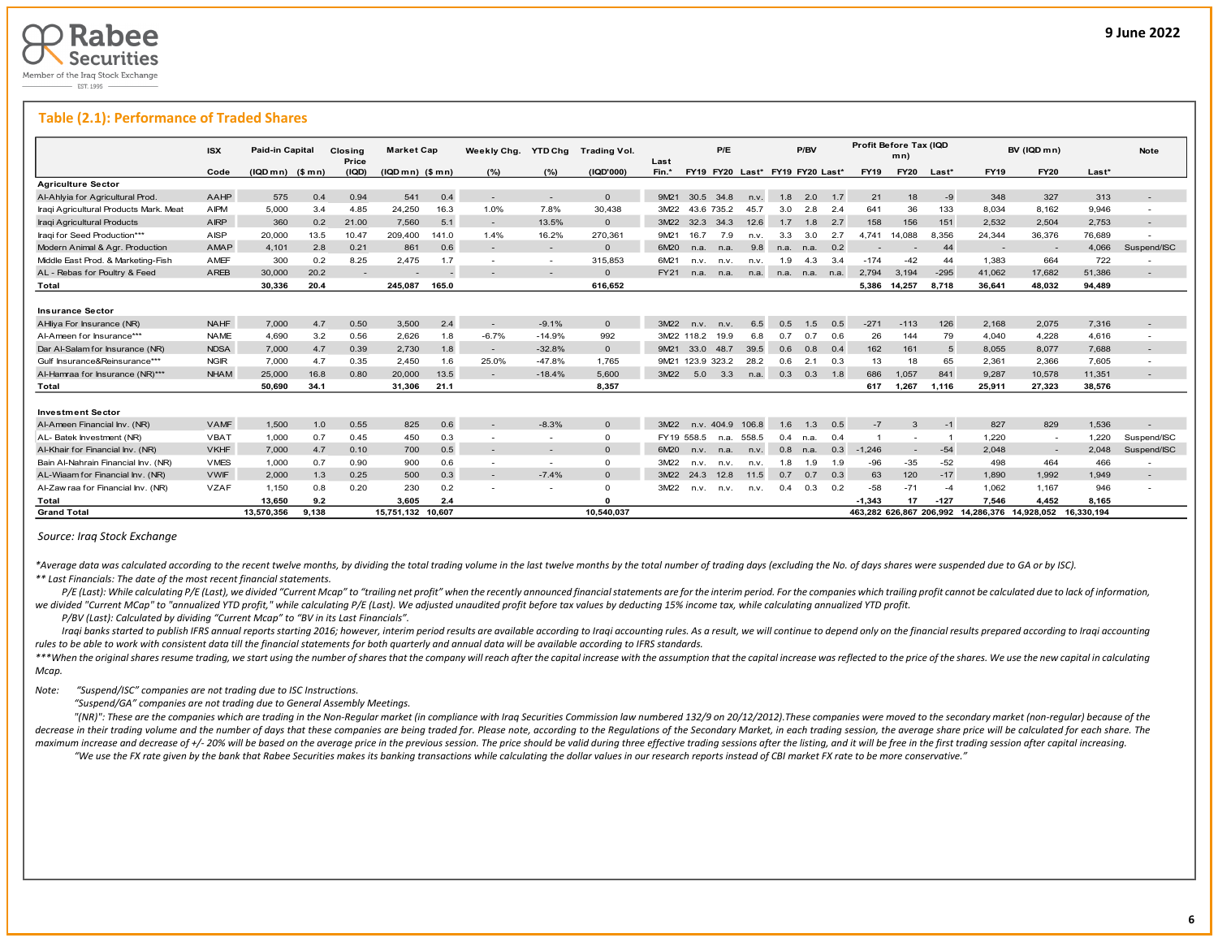## Table (2.1): Performance of Traded Shares

| | ISX | Paid-in Capital | | Closing Price | Market Cap | | Weekly Chg. | YTD Chg | Trading Vol. | Last | P/E | | | P/BV | | | Profit Before Tax (IQD mn) | | | BV (IQD mn) | | | Note |
|---|---|---|---|---|---|---|---|---|---|---|---|---|---|---|---|---|---|---|---|---|---|---|---|
| | Code | (IQD mn) | ($ mn) | (IQD) | (IQD mn) | ($ mn) | (%) | (%) | (IQD'000) | Fin.* | FY19 | FY20 | Last* | FY19 | FY20 | Last* | FY19 | FY20 | Last* | FY19 | FY20 | Last* | |
| **Agriculture Sector** | | | | | | | | | | | | | | | | | | | | | | | |
| Al-Ahlyia for Agricultural Prod. | AAHP | 575 | 0.4 | 0.94 | 541 | 0.4 | - | - | 0 | 9M21 | 30.5 | 34.8 | n.v. | 1.8 | 2.0 | 1.7 | 21 | 18 | -9 | 348 | 327 | 313 | - |
| Iraqi Agricultural Products Mark. Meat | AIPM | 5,000 | 3.4 | 4.85 | 24,250 | 16.3 | 1.0% | 7.8% | 30,438 | 3M22 | 43.6 | 735.2 | 45.7 | 3.0 | 2.8 | 2.4 | 641 | 36 | 133 | 8,034 | 8,162 | 9,946 | - |
| Iraqi Agricultural Products | AIRP | 360 | 0.2 | 21.00 | 7,560 | 5.1 | - | 13.5% | 0 | 3M22 | 32.3 | 34.3 | 12.6 | 1.7 | 1.8 | 2.7 | 158 | 156 | 151 | 2,532 | 2,504 | 2,753 | - |
| Iraqi for Seed Production*** | AISP | 20,000 | 13.5 | 10.47 | 209,400 | 141.0 | 1.4% | 16.2% | 270,361 | 9M21 | 16.7 | 7.9 | n.v. | 3.3 | 3.0 | 2.7 | 4,741 | 14,088 | 8,356 | 24,344 | 36,376 | 76,689 | - |
| Modern Animal & Agr. Production | AMAP | 4,101 | 2.8 | 0.21 | 861 | 0.6 | - | - | 0 | 6M20 | n.a. | n.a. | 9.8 | n.a. | n.a. | 0.2 | - | - | 44 | - | - | 4,066 | Suspend/ISC |
| Middle East Prod. & Marketing-Fish | AMEF | 300 | 0.2 | 8.25 | 2,475 | 1.7 | - | - | 315,853 | 6M21 | n.v. | n.v. | n.v. | 1.9 | 4.3 | 3.4 | -174 | -42 | 44 | 1,383 | 664 | 722 | - |
| AL - Rebas for Poultry & Feed | AREB | 30,000 | 20.2 | - | - | - | - | - | 0 | FY21 | n.a. | n.a. | n.a. | n.a. | n.a. | n.a. | 2,794 | 3,194 | -295 | 41,062 | 17,682 | 51,386 | - |
| **Total** | | **30,336** | **20.4** | | **245,087** | **165.0** | | | **616,652** | | | | | | | | **5,386** | **14,257** | **8,718** | **36,641** | **48,032** | **94,489** | |
| **Insurance Sector** | | | | | | | | | | | | | | | | | | | | | | | |
| AHliya For Insurance (NR) | NAHF | 7,000 | 4.7 | 0.50 | 3,500 | 2.4 | - | -9.1% | 0 | 3M22 | n.v. | n.v. | 6.5 | 0.5 | 1.5 | 0.5 | -271 | -113 | 126 | 2,168 | 2,075 | 7,316 | - |
| Al-Ameen for Insurance*** | NAME | 4,690 | 3.2 | 0.56 | 2,626 | 1.8 | -6.7% | -14.9% | 992 | 3M22 | 118.2 | 19.9 | 6.8 | 0.7 | 0.7 | 0.6 | 26 | 144 | 79 | 4,040 | 4,228 | 4,616 | - |
| Dar Al-Salam for Insurance (NR) | NDSA | 7,000 | 4.7 | 0.39 | 2,730 | 1.8 | - | -32.8% | 0 | 9M21 | 33.0 | 48.7 | 39.5 | 0.6 | 0.8 | 0.4 | 162 | 161 | 5 | 8,055 | 8,077 | 7,688 | - |
| Gulf Insurance&Reinsurance*** | NGIR | 7,000 | 4.7 | 0.35 | 2,450 | 1.6 | 25.0% | -47.8% | 1,765 | 9M21 | 123.9 | 323.2 | 28.2 | 0.6 | 2.1 | 0.3 | 13 | 18 | 65 | 2,361 | 2,366 | 7,605 | - |
| Al-Hamraa for Insurance (NR)*** | NHAM | 25,000 | 16.8 | 0.80 | 20,000 | 13.5 | - | -18.4% | 5,600 | 3M22 | 5.0 | 3.3 | n.a. | 0.3 | 0.3 | 1.8 | 686 | 1,057 | 841 | 9,287 | 10,578 | 11,351 | - |
| **Total** | | **50,690** | **34.1** | | **31,306** | **21.1** | | | **8,357** | | | | | | | | **617** | **1,267** | **1,116** | **25,911** | **27,323** | **38,576** | |
| **Investment Sector** | | | | | | | | | | | | | | | | | | | | | | | |
| Al-Ameen Financial Inv. (NR) | VAMF | 1,500 | 1.0 | 0.55 | 825 | 0.6 | - | -8.3% | 0 | 3M22 | n.v. | 404.9 | 106.8 | 1.6 | 1.3 | 0.5 | -7 | 3 | -1 | 827 | 829 | 1,536 | - |
| AL- Batek Investment (NR) | VBAT | 1,000 | 0.7 | 0.45 | 450 | 0.3 | - | - | 0 | FY19 | 558.5 | n.a. | 558.5 | 0.4 | n.a. | 0.4 | 1 | - | 1 | 1,220 | - | 1,220 | Suspend/ISC |
| Al-Khair for Financial Inv. (NR) | VKHF | 7,000 | 4.7 | 0.10 | 700 | 0.5 | - | - | 0 | 6M20 | n.v. | n.a. | n.v. | 0.8 | n.a. | 0.3 | -1,246 | - | -54 | 2,048 | - | 2,048 | Suspend/ISC |
| Bain Al-Nahrain Financial Inv. (NR) | VMES | 1,000 | 0.7 | 0.90 | 900 | 0.6 | - | - | 0 | 3M22 | n.v. | n.v. | n.v. | 1.8 | 1.9 | 1.9 | -96 | -35 | -52 | 498 | 464 | 466 | - |
| AL-Wiaam for Financial Inv. (NR) | VWIF | 2,000 | 1.3 | 0.25 | 500 | 0.3 | - | -7.4% | 0 | 3M22 | 24.3 | 12.8 | 11.5 | 0.7 | 0.7 | 0.3 | 63 | 120 | -17 | 1,890 | 1,992 | 1,949 | - |
| Al-Zawraa for Financial Inv. (NR) | VZAF | 1,150 | 0.8 | 0.20 | 230 | 0.2 | - | - | 0 | 3M22 | n.v. | n.v. | n.v. | 0.4 | 0.3 | 0.2 | -58 | -71 | -4 | 1,062 | 1,167 | 946 | - |
| **Total** | | **13,650** | **9.2** | | **3,605** | **2.4** | | | **0** | | | | | | | | **-1,343** | **17** | **-127** | **7,546** | **4,452** | **8,165** | |
| **Grand Total** | | **13,570,356** | **9,138** | | **15,751,132** | **10,607** | | | **10,540,037** | | | | | | | | **463,282** | **626,867** | **206,992** | **14,286,376** | **14,928,052** | **16,330,194** | |

*Source: Iraq Stock Exchange*

*\*Average data was calculated according to the recent twelve months, by dividing the total trading volume in the last twelve months by the total number of trading days (excluding the No. of days shares were suspended due to GA or by ISC).*

*\*\* Last Financials: The date of the most recent financial statements.*

*P/E (Last): While calculating P/E (Last), we divided "Current Mcap" to "trailing net profit" when the recently announced financial statements are for the interim period. For the companies which trailing profit cannot be calculated due to lack of information, we divided "Current MCap" to "annualized YTD profit," while calculating P/E (Last). We adjusted unaudited profit before tax values by deducting 15% income tax, while calculating annualized YTD profit.*

*P/BV (Last): Calculated by dividing "Current Mcap" to "BV in its Last Financials".*

*Iraqi banks started to publish IFRS annual reports starting 2016; however, interim period results are available according to Iraqi accounting rules. As a result, we will continue to depend only on the financial results prepared according to Iraqi accounting rules to be able to work with consistent data till the financial statements for both quarterly and annual data will be available according to IFRS standards.*

*\*\*\*When the original shares resume trading, we start using the number of shares that the company will reach after the capital increase with the assumption that the capital increase was reflected to the price of the shares. We use the new capital in calculating Mcap.*

*Note: "Suspend/ISC" companies are not trading due to ISC Instructions.*

*"Suspend/GA" companies are not trading due to General Assembly Meetings.*

*"(NR)": These are the companies which are trading in the Non-Regular market (in compliance with Iraq Securities Commission law numbered 132/9 on 20/12/2012).These companies were moved to the secondary market (non-regular) because of the decrease in their trading volume and the number of days that these companies are being traded for. Please note, according to the Regulations of the Secondary Market, in each trading session, the average share price will be calculated for each share. The maximum increase and decrease of +/- 20% will be based on the average price in the previous session. The price should be valid during three effective trading sessions after the listing, and it will be free in the first trading session after capital increasing.*

*"We use the FX rate given by the bank that Rabee Securities makes its banking transactions while calculating the dollar values in our research reports instead of CBI market FX rate to be more conservative."*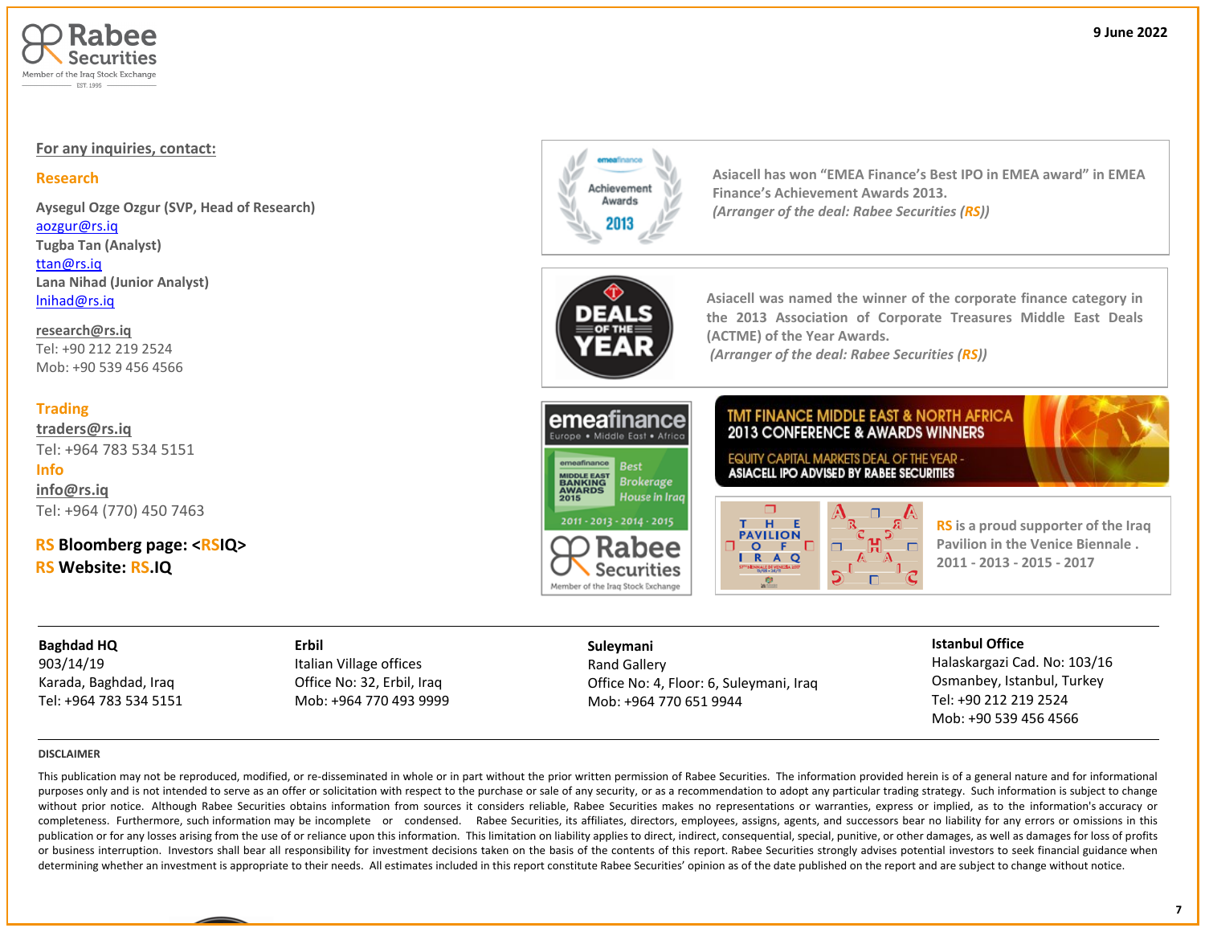9 June 2022

## For any inquiries, contact:

### Research

**Aysegul Ozge Ozgur (SVP, Head of Research)**
aozgur@rs.iq
**Tugba Tan (Analyst)**
ttan@rs.iq
**Lana Nihad (Junior Analyst)**
lnihad@rs.iq

research@rs.iq
Tel: +90 212 219 2524
Mob: +90 539 456 4566

### Trading

traders@rs.iq
Tel: +964 783 534 5151

### Info

info@rs.iq
Tel: +964 (770) 450 7463

**RS Bloomberg page: <RSIQ>**
**RS Website: RS.IQ**

Asiacell has won "EMEA Finance's Best IPO in EMEA award" in EMEA Finance's Achievement Awards 2013.
*(Arranger of the deal: Rabee Securities (RS))*

Asiacell was named the winner of the corporate finance category in the 2013 Association of Corporate Treasures Middle East Deals (ACTME) of the Year Awards.
*(Arranger of the deal: Rabee Securities (RS))*

emeafinance Middle East Banking Awards 2015 — Best Brokerage House in Iraq — 2011 · 2013 · 2014 · 2015

TMT FINANCE MIDDLE EAST & NORTH AFRICA 2013 CONFERENCE & AWARDS WINNERS
EQUITY CAPITAL MARKETS DEAL OF THE YEAR - ASIACELL IPO ADVISED BY RABEE SECURITIES

RS is a proud supporter of the Iraq Pavilion in the Venice Biennale. 2011 - 2013 - 2015 - 2017

| Baghdad HQ | Erbil | Suleymani | Istanbul Office |
|---|---|---|---|
| 903/14/19 | Italian Village offices | Rand Gallery | Halaskargazi Cad. No: 103/16 |
| Karada, Baghdad, Iraq | Office No: 32, Erbil, Iraq | Office No: 4, Floor: 6, Suleymani, Iraq | Osmanbey, Istanbul, Turkey |
| Tel: +964 783 534 5151 | Mob: +964 770 493 9999 | Mob: +964 770 651 9944 | Tel: +90 212 219 2524 |
| | | | Mob: +90 539 456 4566 |

**DISCLAIMER**

This publication may not be reproduced, modified, or re-disseminated in whole or in part without the prior written permission of Rabee Securities. The information provided herein is of a general nature and for informational purposes only and is not intended to serve as an offer or solicitation with respect to the purchase or sale of any security, or as a recommendation to adopt any particular trading strategy. Such information is subject to change without prior notice. Although Rabee Securities obtains information from sources it considers reliable, Rabee Securities makes no representations or warranties, express or implied, as to the information's accuracy or completeness. Furthermore, such information may be incomplete or condensed. Rabee Securities, its affiliates, directors, employees, assigns, agents, and successors bear no liability for any errors or omissions in this publication or for any losses arising from the use of or reliance upon this information. This limitation on liability applies to direct, indirect, consequential, special, punitive, or other damages, as well as damages for loss of profits or business interruption. Investors shall bear all responsibility for investment decisions taken on the basis of the contents of this report. Rabee Securities strongly advises potential investors to seek financial guidance when determining whether an investment is appropriate to their needs. All estimates included in this report constitute Rabee Securities' opinion as of the date published on the report and are subject to change without notice.